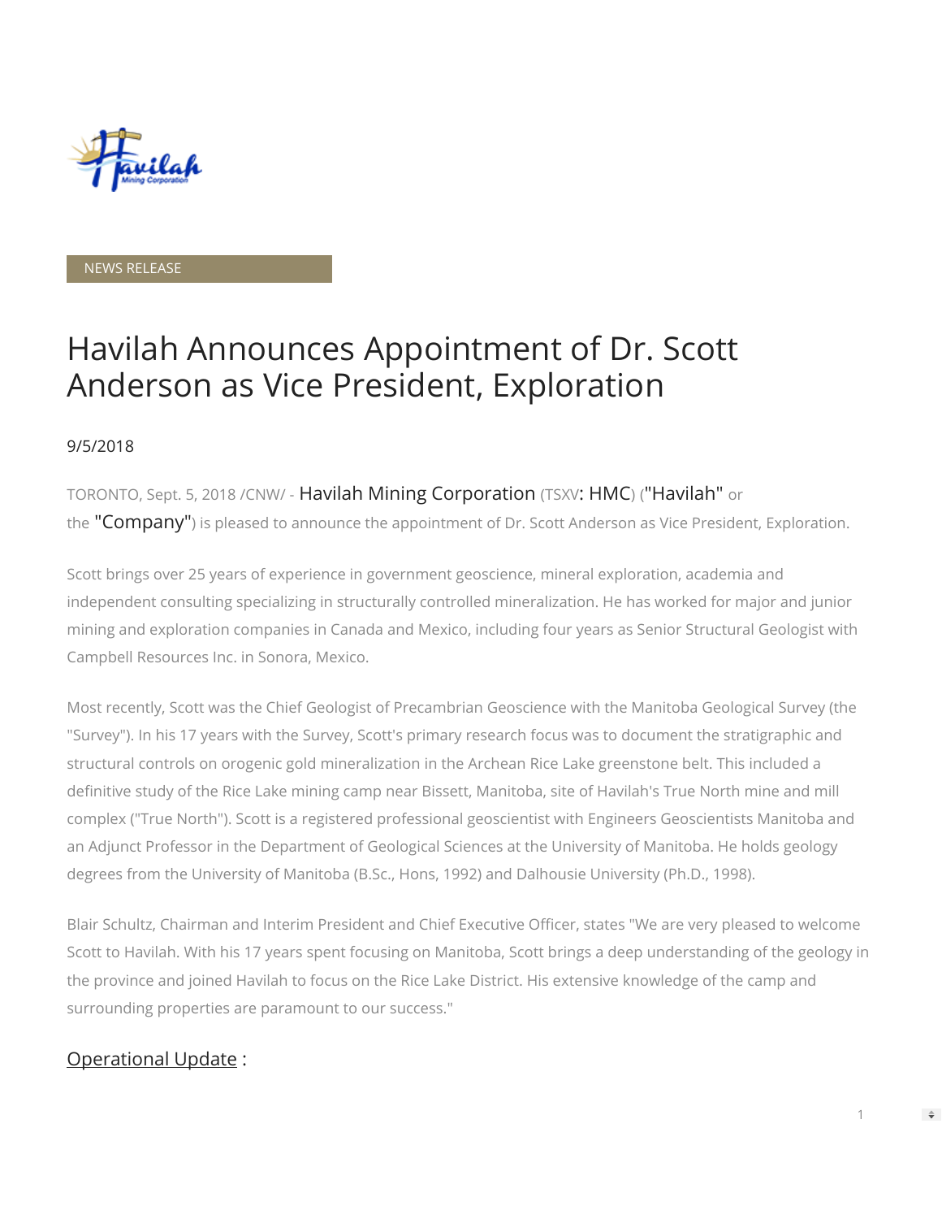NEWS RELEASE

# Havilah Announces Appointment of Dr. Scott Anderson as Vice President, Exploration

9/5/2018

TORONTO, Sept. 5, 2018 /CNW/ - Havilah Mining Corporation (TSXV: HMC) ("Havilah" or the "Company") is pleased to announce the appointment of Dr. Scott Anderson as Vice President, Exploration.

Scott brings over 25 years of experience in government geoscience, mineral exploration, academia and independent consulting specializing in structurally controlled mineralization. He has worked for major and junior mining and exploration companies in Canada and Mexico, including four years as Senior Structural Geologist with Campbell Resources Inc. in Sonora, Mexico.

Most recently, Scott was the Chief Geologist of Precambrian Geoscience with the Manitoba Geological Survey (the "Survey"). In his 17 years with the Survey, Scott's primary research focus was to document the stratigraphic and structural controls on orogenic gold mineralization in the Archean Rice Lake greenstone belt. This included a definitive study of the Rice Lake mining camp near Bissett, Manitoba, site of Havilah's True North mine and mill complex ("True North"). Scott is a registered professional geoscientist with Engineers Geoscientists Manitoba and an Adjunct Professor in the Department of Geological Sciences at the University of Manitoba. He holds geology degrees from the University of Manitoba (B.Sc., Hons, 1992) and Dalhousie University (Ph.D., 1998).

Blair Schultz, Chairman and Interim President and Chief Executive Officer, states "We are very pleased to welcome Scott to Havilah. With his 17 years spent focusing on Manitoba, Scott brings a deep understanding of the geology in the province and joined Havilah to focus on the Rice Lake District. His extensive knowledge of the camp and surrounding properties are paramount to our success."

## Operational Update :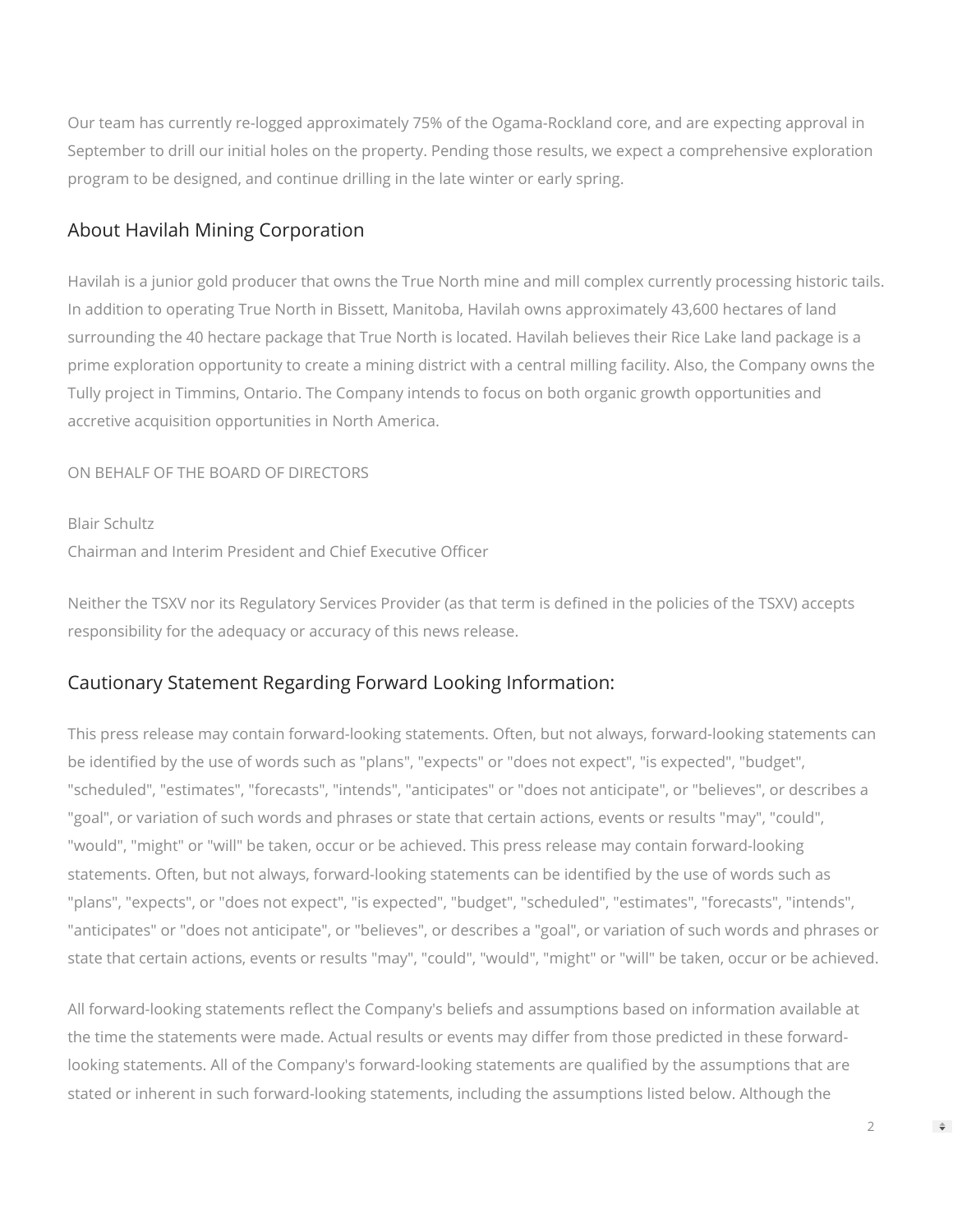Our team has currently re-logged approximately 75% of the Ogama-Rockland core, and are expecting approval in September to drill our initial holes on the property. Pending those results, we expect a comprehensive exploration program to be designed, and continue drilling in the late winter or early spring.

## About Havilah Mining Corporation

Havilah is a junior gold producer that owns the True North mine and mill complex currently processing historic tails. In addition to operating True North in Bissett, Manitoba, Havilah owns approximately 43,600 hectares of land surrounding the 40 hectare package that True North is located. Havilah believes their Rice Lake land package is a prime exploration opportunity to create a mining district with a central milling facility. Also, the Company owns the Tully project in Timmins, Ontario. The Company intends to focus on both organic growth opportunities and accretive acquisition opportunities in North America.

ON BEHALF OF THE BOARD OF DIRECTORS

Blair Schultz
Chairman and Interim President and Chief Executive Officer

Neither the TSXV nor its Regulatory Services Provider (as that term is defined in the policies of the TSXV) accepts responsibility for the adequacy or accuracy of this news release.

## Cautionary Statement Regarding Forward Looking Information:

This press release may contain forward-looking statements. Often, but not always, forward-looking statements can be identified by the use of words such as "plans", "expects" or "does not expect", "is expected", "budget", "scheduled", "estimates", "forecasts", "intends", "anticipates" or "does not anticipate", or "believes", or describes a "goal", or variation of such words and phrases or state that certain actions, events or results "may", "could", "would", "might" or "will" be taken, occur or be achieved. This press release may contain forward-looking statements. Often, but not always, forward-looking statements can be identified by the use of words such as "plans", "expects", or "does not expect", "is expected", "budget", "scheduled", "estimates", "forecasts", "intends", "anticipates" or "does not anticipate", or "believes", or describes a "goal", or variation of such words and phrases or state that certain actions, events or results "may", "could", "would", "might" or "will" be taken, occur or be achieved.

All forward-looking statements reflect the Company's beliefs and assumptions based on information available at the time the statements were made. Actual results or events may differ from those predicted in these forward-looking statements. All of the Company's forward-looking statements are qualified by the assumptions that are stated or inherent in such forward-looking statements, including the assumptions listed below. Although the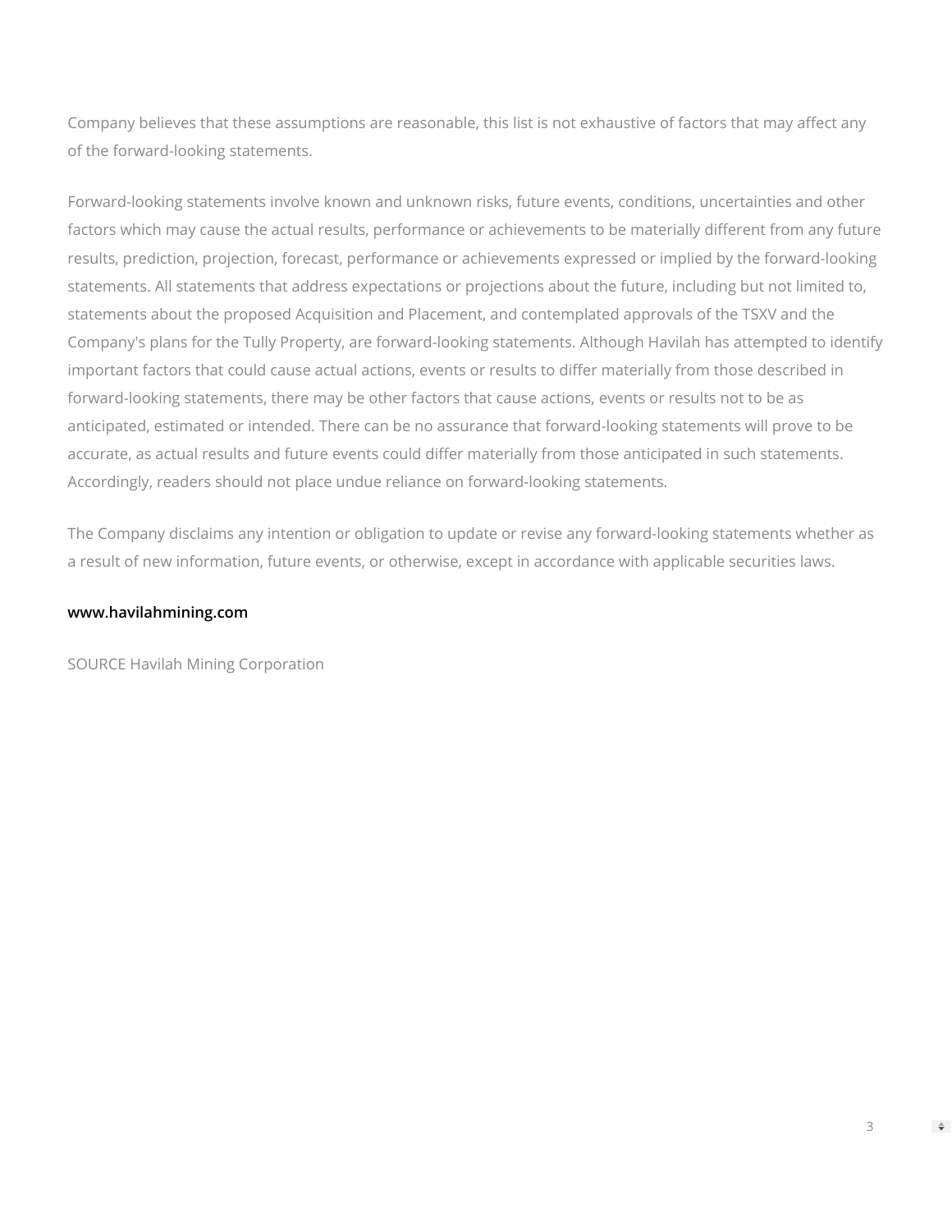Company believes that these assumptions are reasonable, this list is not exhaustive of factors that may affect any of the forward-looking statements.

Forward-looking statements involve known and unknown risks, future events, conditions, uncertainties and other factors which may cause the actual results, performance or achievements to be materially different from any future results, prediction, projection, forecast, performance or achievements expressed or implied by the forward-looking statements. All statements that address expectations or projections about the future, including but not limited to, statements about the proposed Acquisition and Placement, and contemplated approvals of the TSXV and the Company's plans for the Tully Property, are forward-looking statements. Although Havilah has attempted to identify important factors that could cause actual actions, events or results to differ materially from those described in forward-looking statements, there may be other factors that cause actions, events or results not to be as anticipated, estimated or intended. There can be no assurance that forward-looking statements will prove to be accurate, as actual results and future events could differ materially from those anticipated in such statements. Accordingly, readers should not place undue reliance on forward-looking statements.

The Company disclaims any intention or obligation to update or revise any forward-looking statements whether as a result of new information, future events, or otherwise, except in accordance with applicable securities laws.

**www.havilahmining.com**

SOURCE Havilah Mining Corporation